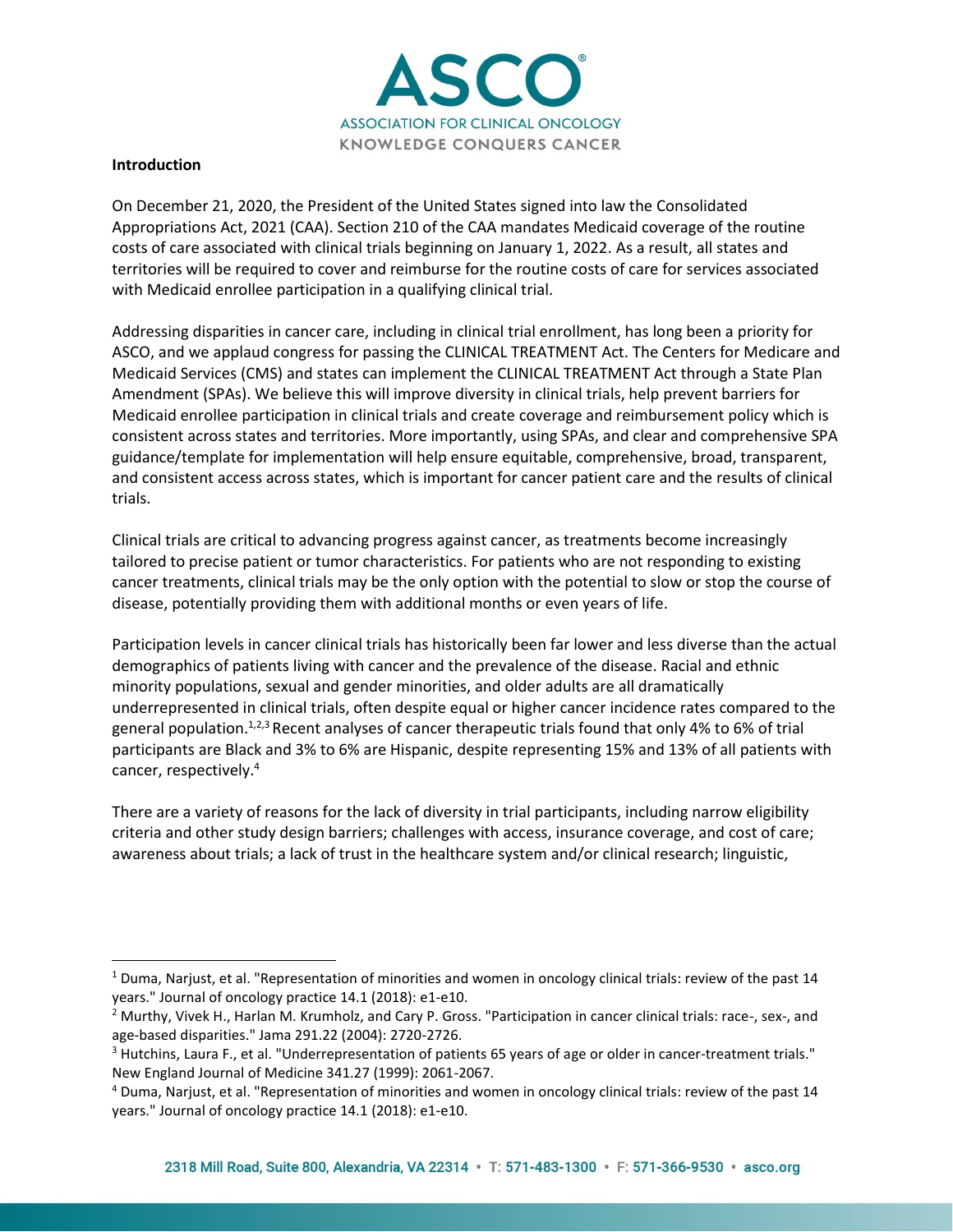**Introduction**

On December 21, 2020, the President of the United States signed into law the Consolidated Appropriations Act, 2021 (CAA). Section 210 of the CAA mandates Medicaid coverage of the routine costs of care associated with clinical trials beginning on January 1, 2022. As a result, all states and territories will be required to cover and reimburse for the routine costs of care for services associated with Medicaid enrollee participation in a qualifying clinical trial.

Addressing disparities in cancer care, including in clinical trial enrollment, has long been a priority for ASCO, and we applaud congress for passing the CLINICAL TREATMENT Act. The Centers for Medicare and Medicaid Services (CMS) and states can implement the CLINICAL TREATMENT Act through a State Plan Amendment (SPAs). We believe this will improve diversity in clinical trials, help prevent barriers for Medicaid enrollee participation in clinical trials and create coverage and reimbursement policy which is consistent across states and territories. More importantly, using SPAs, and clear and comprehensive SPA guidance/template for implementation will help ensure equitable, comprehensive, broad, transparent, and consistent access across states, which is important for cancer patient care and the results of clinical trials.

Clinical trials are critical to advancing progress against cancer, as treatments become increasingly tailored to precise patient or tumor characteristics. For patients who are not responding to existing cancer treatments, clinical trials may be the only option with the potential to slow or stop the course of disease, potentially providing them with additional months or even years of life.

Participation levels in cancer clinical trials has historically been far lower and less diverse than the actual demographics of patients living with cancer and the prevalence of the disease. Racial and ethnic minority populations, sexual and gender minorities, and older adults are all dramatically underrepresented in clinical trials, often despite equal or higher cancer incidence rates compared to the general population.[1,2,3] Recent analyses of cancer therapeutic trials found that only 4% to 6% of trial participants are Black and 3% to 6% are Hispanic, despite representing 15% and 13% of all patients with cancer, respectively.[4]

There are a variety of reasons for the lack of diversity in trial participants, including narrow eligibility criteria and other study design barriers; challenges with access, insurance coverage, and cost of care; awareness about trials; a lack of trust in the healthcare system and/or clinical research; linguistic,

---

[1] Duma, Narjust, et al. "Representation of minorities and women in oncology clinical trials: review of the past 14 years." Journal of oncology practice 14.1 (2018): e1-e10.

[2] Murthy, Vivek H., Harlan M. Krumholz, and Cary P. Gross. "Participation in cancer clinical trials: race-, sex-, and age-based disparities." Jama 291.22 (2004): 2720-2726.

[3] Hutchins, Laura F., et al. "Underrepresentation of patients 65 years of age or older in cancer-treatment trials." New England Journal of Medicine 341.27 (1999): 2061-2067.

[4] Duma, Narjust, et al. "Representation of minorities and women in oncology clinical trials: review of the past 14 years." Journal of oncology practice 14.1 (2018): e1-e10.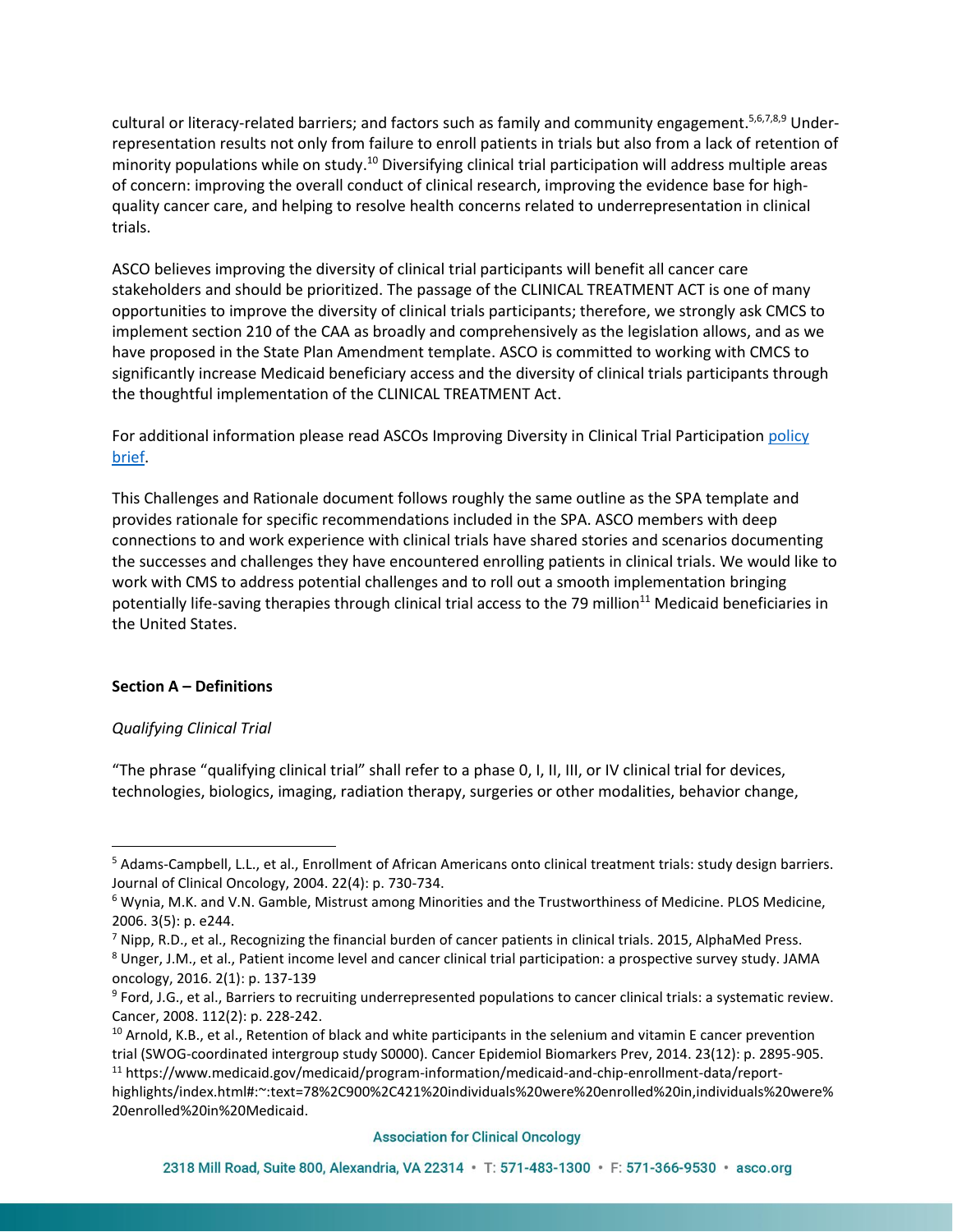cultural or literacy-related barriers; and factors such as family and community engagement.[5,6,7,8,9] Under-representation results not only from failure to enroll patients in trials but also from a lack of retention of minority populations while on study.[10] Diversifying clinical trial participation will address multiple areas of concern: improving the overall conduct of clinical research, improving the evidence base for high-quality cancer care, and helping to resolve health concerns related to underrepresentation in clinical trials.

ASCO believes improving the diversity of clinical trial participants will benefit all cancer care stakeholders and should be prioritized. The passage of the CLINICAL TREATMENT ACT is one of many opportunities to improve the diversity of clinical trials participants; therefore, we strongly ask CMCS to implement section 210 of the CAA as broadly and comprehensively as the legislation allows, and as we have proposed in the State Plan Amendment template. ASCO is committed to working with CMCS to significantly increase Medicaid beneficiary access and the diversity of clinical trials participants through the thoughtful implementation of the CLINICAL TREATMENT Act.

For additional information please read ASCOs Improving Diversity in Clinical Trial Participation policy brief.

This Challenges and Rationale document follows roughly the same outline as the SPA template and provides rationale for specific recommendations included in the SPA. ASCO members with deep connections to and work experience with clinical trials have shared stories and scenarios documenting the successes and challenges they have encountered enrolling patients in clinical trials. We would like to work with CMS to address potential challenges and to roll out a smooth implementation bringing potentially life-saving therapies through clinical trial access to the 79 million[11] Medicaid beneficiaries in the United States.

**Section A – Definitions**

*Qualifying Clinical Trial*

"The phrase "qualifying clinical trial" shall refer to a phase 0, I, II, III, or IV clinical trial for devices, technologies, biologics, imaging, radiation therapy, surgeries or other modalities, behavior change,

---

[5] Adams-Campbell, L.L., et al., Enrollment of African Americans onto clinical treatment trials: study design barriers. Journal of Clinical Oncology, 2004. 22(4): p. 730-734.

[6] Wynia, M.K. and V.N. Gamble, Mistrust among Minorities and the Trustworthiness of Medicine. PLOS Medicine, 2006. 3(5): p. e244.

[7] Nipp, R.D., et al., Recognizing the financial burden of cancer patients in clinical trials. 2015, AlphaMed Press.

[8] Unger, J.M., et al., Patient income level and cancer clinical trial participation: a prospective survey study. JAMA oncology, 2016. 2(1): p. 137-139

[9] Ford, J.G., et al., Barriers to recruiting underrepresented populations to cancer clinical trials: a systematic review. Cancer, 2008. 112(2): p. 228-242.

[10] Arnold, K.B., et al., Retention of black and white participants in the selenium and vitamin E cancer prevention trial (SWOG-coordinated intergroup study S0000). Cancer Epidemiol Biomarkers Prev, 2014. 23(12): p. 2895-905.

[11] https://www.medicaid.gov/medicaid/program-information/medicaid-and-chip-enrollment-data/report-highlights/index.html#:~:text=78%2C900%2C421%20individuals%20were%20enrolled%20in,individuals%20were%20enrolled%20in%20Medicaid.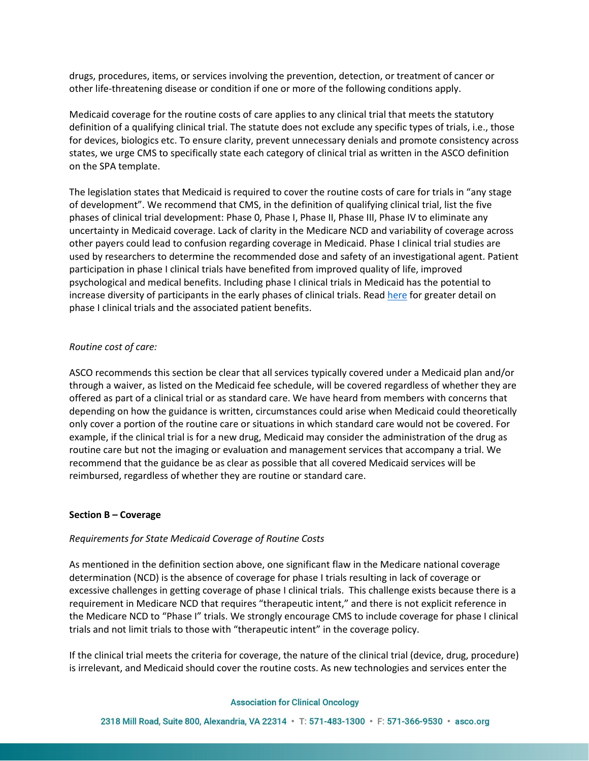drugs, procedures, items, or services involving the prevention, detection, or treatment of cancer or other life-threatening disease or condition if one or more of the following conditions apply.

Medicaid coverage for the routine costs of care applies to any clinical trial that meets the statutory definition of a qualifying clinical trial. The statute does not exclude any specific types of trials, i.e., those for devices, biologics etc. To ensure clarity, prevent unnecessary denials and promote consistency across states, we urge CMS to specifically state each category of clinical trial as written in the ASCO definition on the SPA template.

The legislation states that Medicaid is required to cover the routine costs of care for trials in "any stage of development". We recommend that CMS, in the definition of qualifying clinical trial, list the five phases of clinical trial development: Phase 0, Phase I, Phase II, Phase III, Phase IV to eliminate any uncertainty in Medicaid coverage. Lack of clarity in the Medicare NCD and variability of coverage across other payers could lead to confusion regarding coverage in Medicaid. Phase I clinical trial studies are used by researchers to determine the recommended dose and safety of an investigational agent. Patient participation in phase I clinical trials have benefited from improved quality of life, improved psychological and medical benefits. Including phase I clinical trials in Medicaid has the potential to increase diversity of participants in the early phases of clinical trials. Read here for greater detail on phase I clinical trials and the associated patient benefits.

*Routine cost of care:*

ASCO recommends this section be clear that all services typically covered under a Medicaid plan and/or through a waiver, as listed on the Medicaid fee schedule, will be covered regardless of whether they are offered as part of a clinical trial or as standard care. We have heard from members with concerns that depending on how the guidance is written, circumstances could arise when Medicaid could theoretically only cover a portion of the routine care or situations in which standard care would not be covered. For example, if the clinical trial is for a new drug, Medicaid may consider the administration of the drug as routine care but not the imaging or evaluation and management services that accompany a trial. We recommend that the guidance be as clear as possible that all covered Medicaid services will be reimbursed, regardless of whether they are routine or standard care.

**Section B – Coverage**

*Requirements for State Medicaid Coverage of Routine Costs*

As mentioned in the definition section above, one significant flaw in the Medicare national coverage determination (NCD) is the absence of coverage for phase I trials resulting in lack of coverage or excessive challenges in getting coverage of phase I clinical trials. This challenge exists because there is a requirement in Medicare NCD that requires "therapeutic intent," and there is not explicit reference in the Medicare NCD to "Phase I" trials. We strongly encourage CMS to include coverage for phase I clinical trials and not limit trials to those with "therapeutic intent" in the coverage policy.

If the clinical trial meets the criteria for coverage, the nature of the clinical trial (device, drug, procedure) is irrelevant, and Medicaid should cover the routine costs. As new technologies and services enter the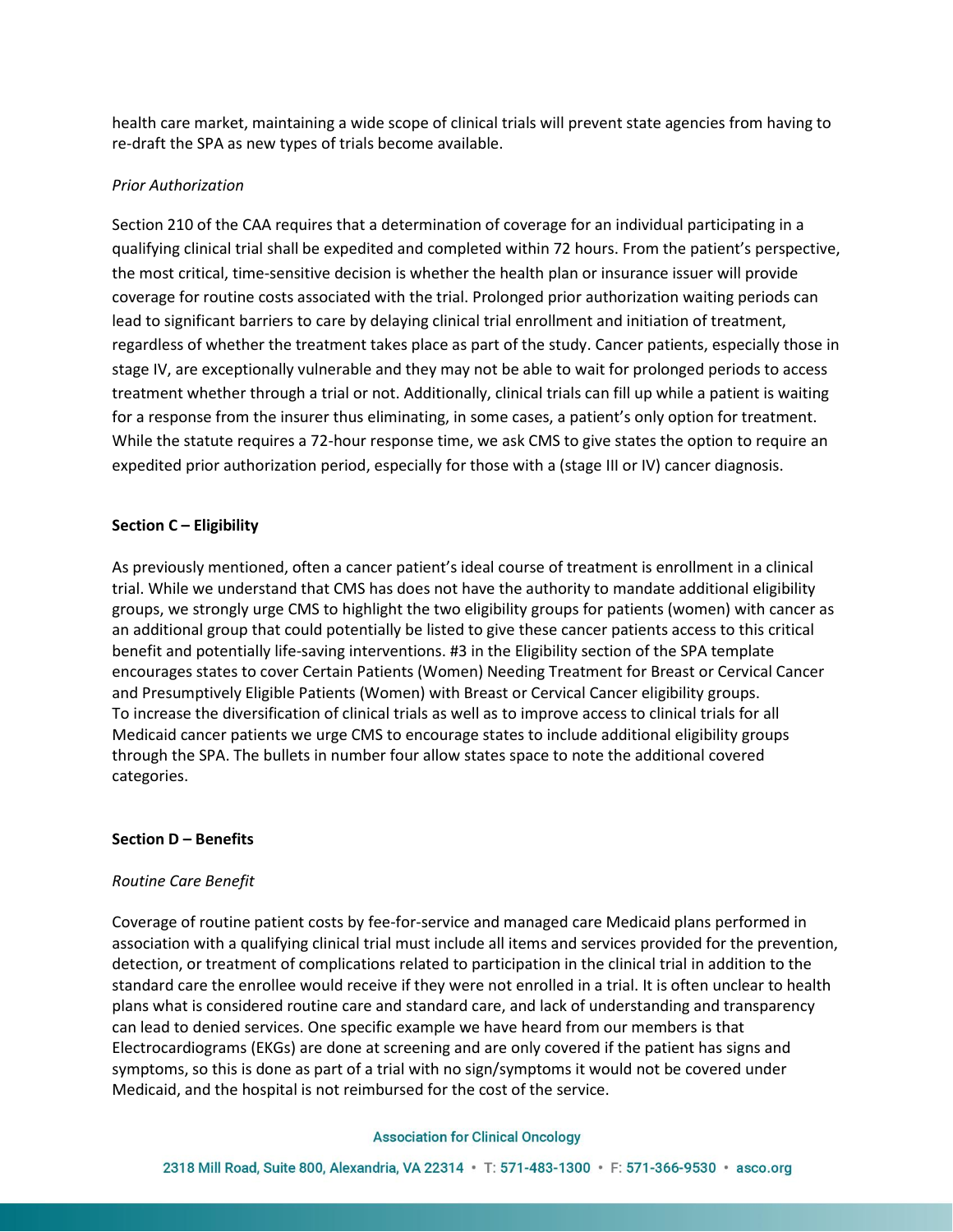health care market, maintaining a wide scope of clinical trials will prevent state agencies from having to re-draft the SPA as new types of trials become available.

*Prior Authorization*

Section 210 of the CAA requires that a determination of coverage for an individual participating in a qualifying clinical trial shall be expedited and completed within 72 hours. From the patient's perspective, the most critical, time-sensitive decision is whether the health plan or insurance issuer will provide coverage for routine costs associated with the trial. Prolonged prior authorization waiting periods can lead to significant barriers to care by delaying clinical trial enrollment and initiation of treatment, regardless of whether the treatment takes place as part of the study. Cancer patients, especially those in stage IV, are exceptionally vulnerable and they may not be able to wait for prolonged periods to access treatment whether through a trial or not. Additionally, clinical trials can fill up while a patient is waiting for a response from the insurer thus eliminating, in some cases, a patient's only option for treatment. While the statute requires a 72-hour response time, we ask CMS to give states the option to require an expedited prior authorization period, especially for those with a (stage III or IV) cancer diagnosis.

**Section C – Eligibility**

As previously mentioned, often a cancer patient's ideal course of treatment is enrollment in a clinical trial. While we understand that CMS has does not have the authority to mandate additional eligibility groups, we strongly urge CMS to highlight the two eligibility groups for patients (women) with cancer as an additional group that could potentially be listed to give these cancer patients access to this critical benefit and potentially life-saving interventions. #3 in the Eligibility section of the SPA template encourages states to cover Certain Patients (Women) Needing Treatment for Breast or Cervical Cancer and Presumptively Eligible Patients (Women) with Breast or Cervical Cancer eligibility groups. To increase the diversification of clinical trials as well as to improve access to clinical trials for all Medicaid cancer patients we urge CMS to encourage states to include additional eligibility groups through the SPA. The bullets in number four allow states space to note the additional covered categories.

**Section D – Benefits**

*Routine Care Benefit*

Coverage of routine patient costs by fee-for-service and managed care Medicaid plans performed in association with a qualifying clinical trial must include all items and services provided for the prevention, detection, or treatment of complications related to participation in the clinical trial in addition to the standard care the enrollee would receive if they were not enrolled in a trial. It is often unclear to health plans what is considered routine care and standard care, and lack of understanding and transparency can lead to denied services. One specific example we have heard from our members is that Electrocardiograms (EKGs) are done at screening and are only covered if the patient has signs and symptoms, so this is done as part of a trial with no sign/symptoms it would not be covered under Medicaid, and the hospital is not reimbursed for the cost of the service.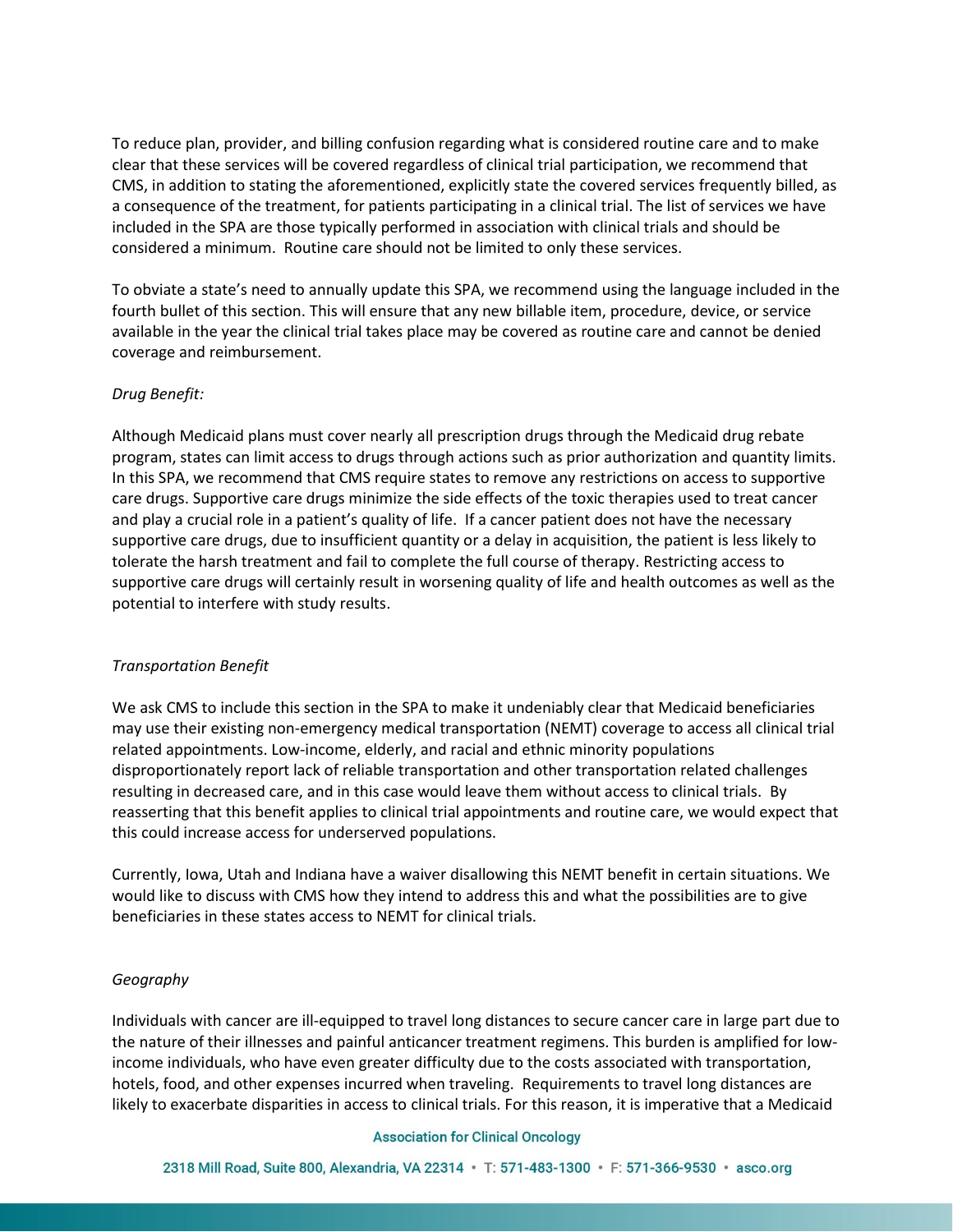To reduce plan, provider, and billing confusion regarding what is considered routine care and to make clear that these services will be covered regardless of clinical trial participation, we recommend that CMS, in addition to stating the aforementioned, explicitly state the covered services frequently billed, as a consequence of the treatment, for patients participating in a clinical trial. The list of services we have included in the SPA are those typically performed in association with clinical trials and should be considered a minimum. Routine care should not be limited to only these services.

To obviate a state's need to annually update this SPA, we recommend using the language included in the fourth bullet of this section. This will ensure that any new billable item, procedure, device, or service available in the year the clinical trial takes place may be covered as routine care and cannot be denied coverage and reimbursement.

*Drug Benefit:*

Although Medicaid plans must cover nearly all prescription drugs through the Medicaid drug rebate program, states can limit access to drugs through actions such as prior authorization and quantity limits. In this SPA, we recommend that CMS require states to remove any restrictions on access to supportive care drugs. Supportive care drugs minimize the side effects of the toxic therapies used to treat cancer and play a crucial role in a patient's quality of life. If a cancer patient does not have the necessary supportive care drugs, due to insufficient quantity or a delay in acquisition, the patient is less likely to tolerate the harsh treatment and fail to complete the full course of therapy. Restricting access to supportive care drugs will certainly result in worsening quality of life and health outcomes as well as the potential to interfere with study results.

*Transportation Benefit*

We ask CMS to include this section in the SPA to make it undeniably clear that Medicaid beneficiaries may use their existing non-emergency medical transportation (NEMT) coverage to access all clinical trial related appointments. Low-income, elderly, and racial and ethnic minority populations disproportionately report lack of reliable transportation and other transportation related challenges resulting in decreased care, and in this case would leave them without access to clinical trials. By reasserting that this benefit applies to clinical trial appointments and routine care, we would expect that this could increase access for underserved populations.

Currently, Iowa, Utah and Indiana have a waiver disallowing this NEMT benefit in certain situations. We would like to discuss with CMS how they intend to address this and what the possibilities are to give beneficiaries in these states access to NEMT for clinical trials.

*Geography*

Individuals with cancer are ill-equipped to travel long distances to secure cancer care in large part due to the nature of their illnesses and painful anticancer treatment regimens. This burden is amplified for low-income individuals, who have even greater difficulty due to the costs associated with transportation, hotels, food, and other expenses incurred when traveling. Requirements to travel long distances are likely to exacerbate disparities in access to clinical trials. For this reason, it is imperative that a Medicaid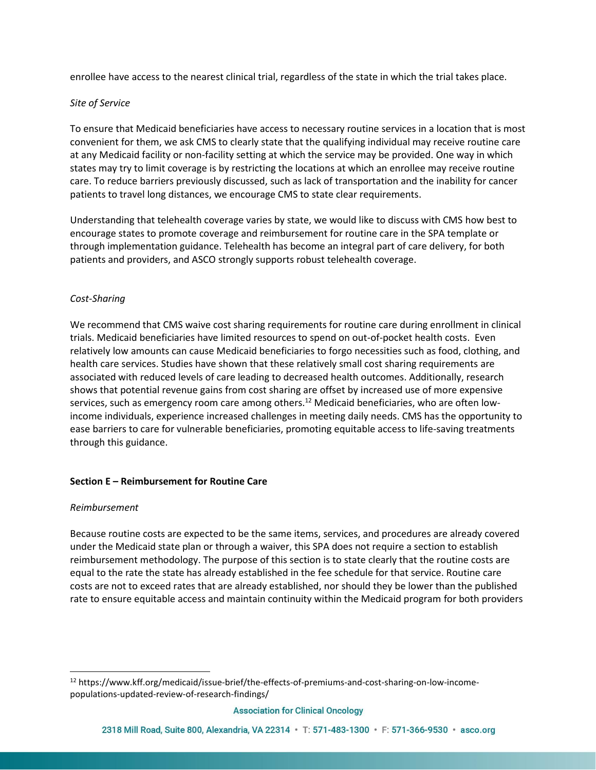enrollee have access to the nearest clinical trial, regardless of the state in which the trial takes place.

*Site of Service*

To ensure that Medicaid beneficiaries have access to necessary routine services in a location that is most convenient for them, we ask CMS to clearly state that the qualifying individual may receive routine care at any Medicaid facility or non-facility setting at which the service may be provided. One way in which states may try to limit coverage is by restricting the locations at which an enrollee may receive routine care. To reduce barriers previously discussed, such as lack of transportation and the inability for cancer patients to travel long distances, we encourage CMS to state clear requirements.

Understanding that telehealth coverage varies by state, we would like to discuss with CMS how best to encourage states to promote coverage and reimbursement for routine care in the SPA template or through implementation guidance. Telehealth has become an integral part of care delivery, for both patients and providers, and ASCO strongly supports robust telehealth coverage.

*Cost-Sharing*

We recommend that CMS waive cost sharing requirements for routine care during enrollment in clinical trials. Medicaid beneficiaries have limited resources to spend on out-of-pocket health costs. Even relatively low amounts can cause Medicaid beneficiaries to forgo necessities such as food, clothing, and health care services. Studies have shown that these relatively small cost sharing requirements are associated with reduced levels of care leading to decreased health outcomes. Additionally, research shows that potential revenue gains from cost sharing are offset by increased use of more expensive services, such as emergency room care among others.[12] Medicaid beneficiaries, who are often low-income individuals, experience increased challenges in meeting daily needs. CMS has the opportunity to ease barriers to care for vulnerable beneficiaries, promoting equitable access to life-saving treatments through this guidance.

**Section E – Reimbursement for Routine Care**

*Reimbursement*

Because routine costs are expected to be the same items, services, and procedures are already covered under the Medicaid state plan or through a waiver, this SPA does not require a section to establish reimbursement methodology. The purpose of this section is to state clearly that the routine costs are equal to the rate the state has already established in the fee schedule for that service. Routine care costs are not to exceed rates that are already established, nor should they be lower than the published rate to ensure equitable access and maintain continuity within the Medicaid program for both providers

[12] https://www.kff.org/medicaid/issue-brief/the-effects-of-premiums-and-cost-sharing-on-low-income-populations-updated-review-of-research-findings/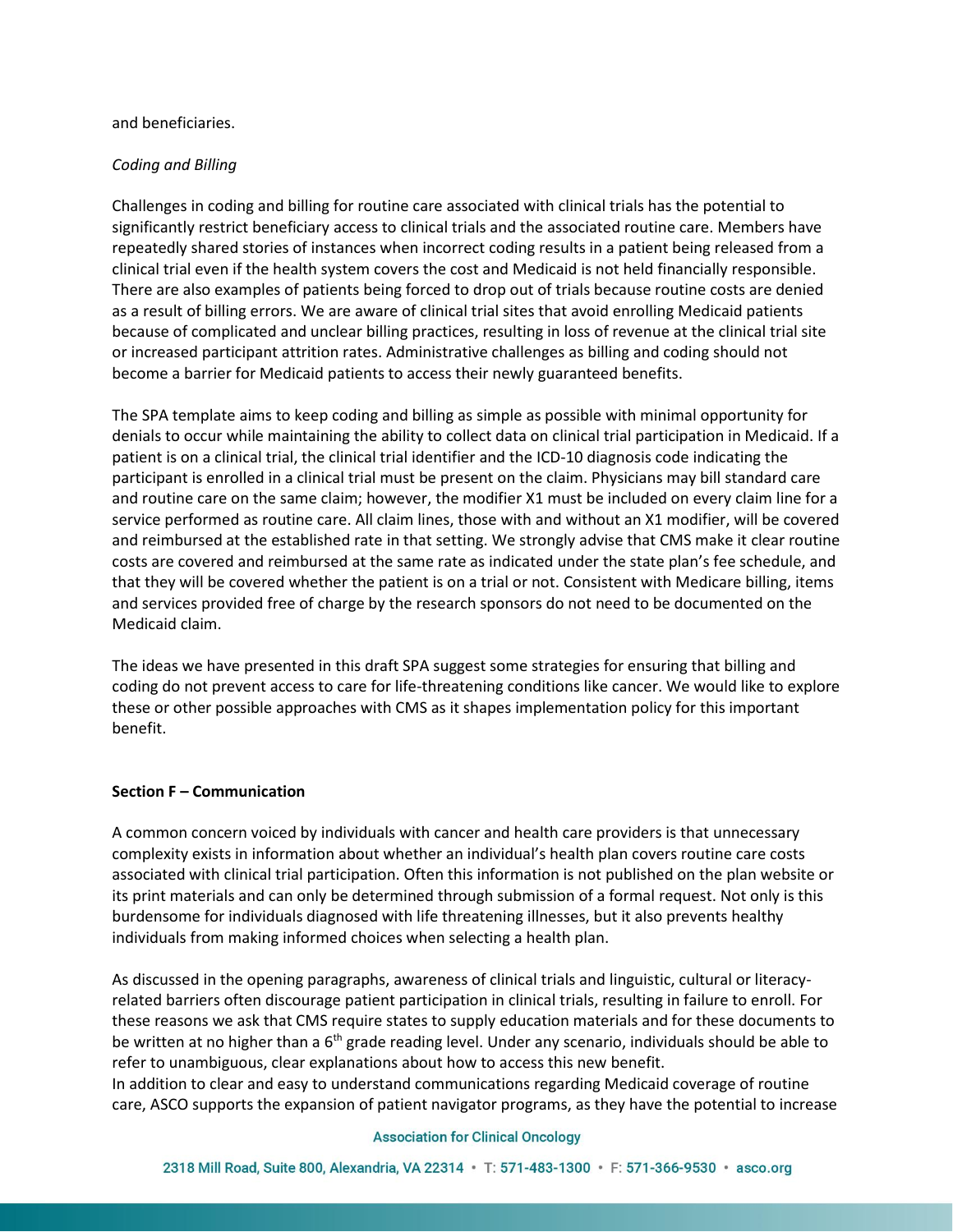and beneficiaries.

*Coding and Billing*

Challenges in coding and billing for routine care associated with clinical trials has the potential to significantly restrict beneficiary access to clinical trials and the associated routine care. Members have repeatedly shared stories of instances when incorrect coding results in a patient being released from a clinical trial even if the health system covers the cost and Medicaid is not held financially responsible. There are also examples of patients being forced to drop out of trials because routine costs are denied as a result of billing errors. We are aware of clinical trial sites that avoid enrolling Medicaid patients because of complicated and unclear billing practices, resulting in loss of revenue at the clinical trial site or increased participant attrition rates. Administrative challenges as billing and coding should not become a barrier for Medicaid patients to access their newly guaranteed benefits.

The SPA template aims to keep coding and billing as simple as possible with minimal opportunity for denials to occur while maintaining the ability to collect data on clinical trial participation in Medicaid. If a patient is on a clinical trial, the clinical trial identifier and the ICD-10 diagnosis code indicating the participant is enrolled in a clinical trial must be present on the claim. Physicians may bill standard care and routine care on the same claim; however, the modifier X1 must be included on every claim line for a service performed as routine care. All claim lines, those with and without an X1 modifier, will be covered and reimbursed at the established rate in that setting. We strongly advise that CMS make it clear routine costs are covered and reimbursed at the same rate as indicated under the state plan's fee schedule, and that they will be covered whether the patient is on a trial or not. Consistent with Medicare billing, items and services provided free of charge by the research sponsors do not need to be documented on the Medicaid claim.

The ideas we have presented in this draft SPA suggest some strategies for ensuring that billing and coding do not prevent access to care for life-threatening conditions like cancer. We would like to explore these or other possible approaches with CMS as it shapes implementation policy for this important benefit.

**Section F – Communication**

A common concern voiced by individuals with cancer and health care providers is that unnecessary complexity exists in information about whether an individual's health plan covers routine care costs associated with clinical trial participation. Often this information is not published on the plan website or its print materials and can only be determined through submission of a formal request. Not only is this burdensome for individuals diagnosed with life threatening illnesses, but it also prevents healthy individuals from making informed choices when selecting a health plan.

As discussed in the opening paragraphs, awareness of clinical trials and linguistic, cultural or literacy-related barriers often discourage patient participation in clinical trials, resulting in failure to enroll. For these reasons we ask that CMS require states to supply education materials and for these documents to be written at no higher than a 6th grade reading level. Under any scenario, individuals should be able to refer to unambiguous, clear explanations about how to access this new benefit.

In addition to clear and easy to understand communications regarding Medicaid coverage of routine care, ASCO supports the expansion of patient navigator programs, as they have the potential to increase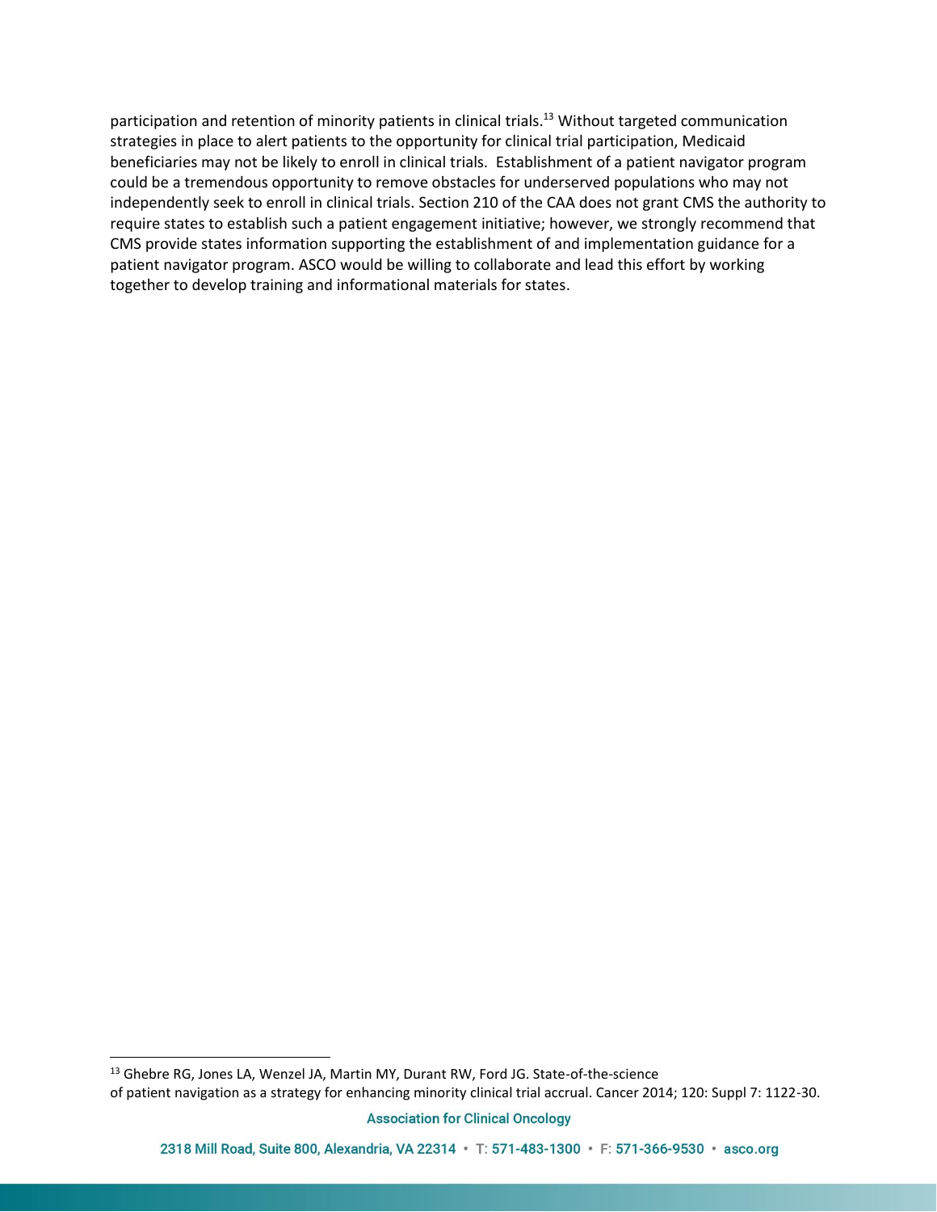participation and retention of minority patients in clinical trials.[13] Without targeted communication strategies in place to alert patients to the opportunity for clinical trial participation, Medicaid beneficiaries may not be likely to enroll in clinical trials. Establishment of a patient navigator program could be a tremendous opportunity to remove obstacles for underserved populations who may not independently seek to enroll in clinical trials. Section 210 of the CAA does not grant CMS the authority to require states to establish such a patient engagement initiative; however, we strongly recommend that CMS provide states information supporting the establishment of and implementation guidance for a patient navigator program. ASCO would be willing to collaborate and lead this effort by working together to develop training and informational materials for states.

---

[13] Ghebre RG, Jones LA, Wenzel JA, Martin MY, Durant RW, Ford JG. State-of-the-science of patient navigation as a strategy for enhancing minority clinical trial accrual. Cancer 2014; 120: Suppl 7: 1122-30.